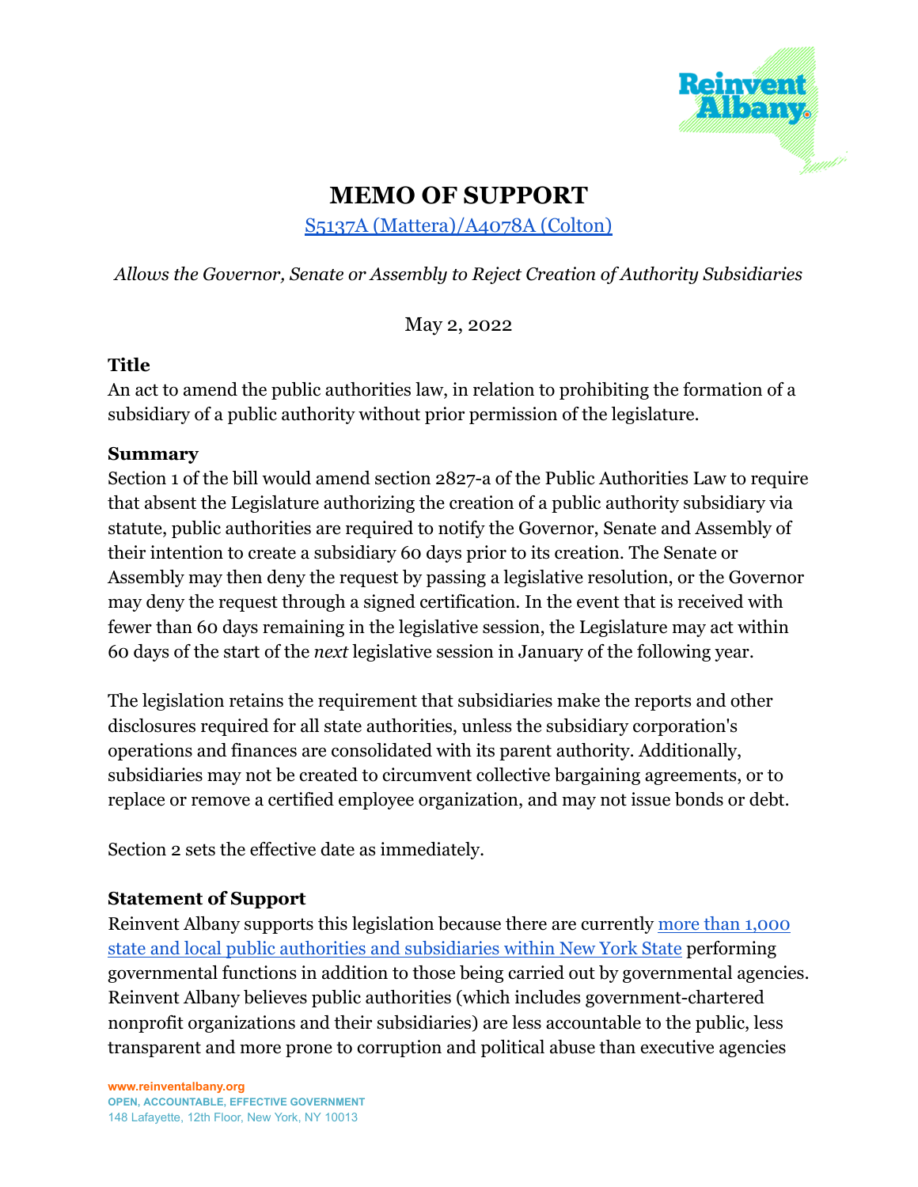# MEMO OF SUPPORT

[S5137A (Mattera)/A4078A (Colton)]

*Allows the Governor, Senate or Assembly to Reject Creation of Authority Subsidiaries*

May 2, 2022

### Title

An act to amend the public authorities law, in relation to prohibiting the formation of a subsidiary of a public authority without prior permission of the legislature.

### Summary

Section 1 of the bill would amend section 2827-a of the Public Authorities Law to require that absent the Legislature authorizing the creation of a public authority subsidiary via statute, public authorities are required to notify the Governor, Senate and Assembly of their intention to create a subsidiary 60 days prior to its creation. The Senate or Assembly may then deny the request by passing a legislative resolution, or the Governor may deny the request through a signed certification. In the event that is received with fewer than 60 days remaining in the legislative session, the Legislature may act within 60 days of the start of the *next* legislative session in January of the following year.

The legislation retains the requirement that subsidiaries make the reports and other disclosures required for all state authorities, unless the subsidiary corporation's operations and finances are consolidated with its parent authority. Additionally, subsidiaries may not be created to circumvent collective bargaining agreements, or to replace or remove a certified employee organization, and may not issue bonds or debt.

Section 2 sets the effective date as immediately.

### Statement of Support

Reinvent Albany supports this legislation because there are currently [more than 1,000 state and local public authorities and subsidiaries within New York State] performing governmental functions in addition to those being carried out by governmental agencies. Reinvent Albany believes public authorities (which includes government-chartered nonprofit organizations and their subsidiaries) are less accountable to the public, less transparent and more prone to corruption and political abuse than executive agencies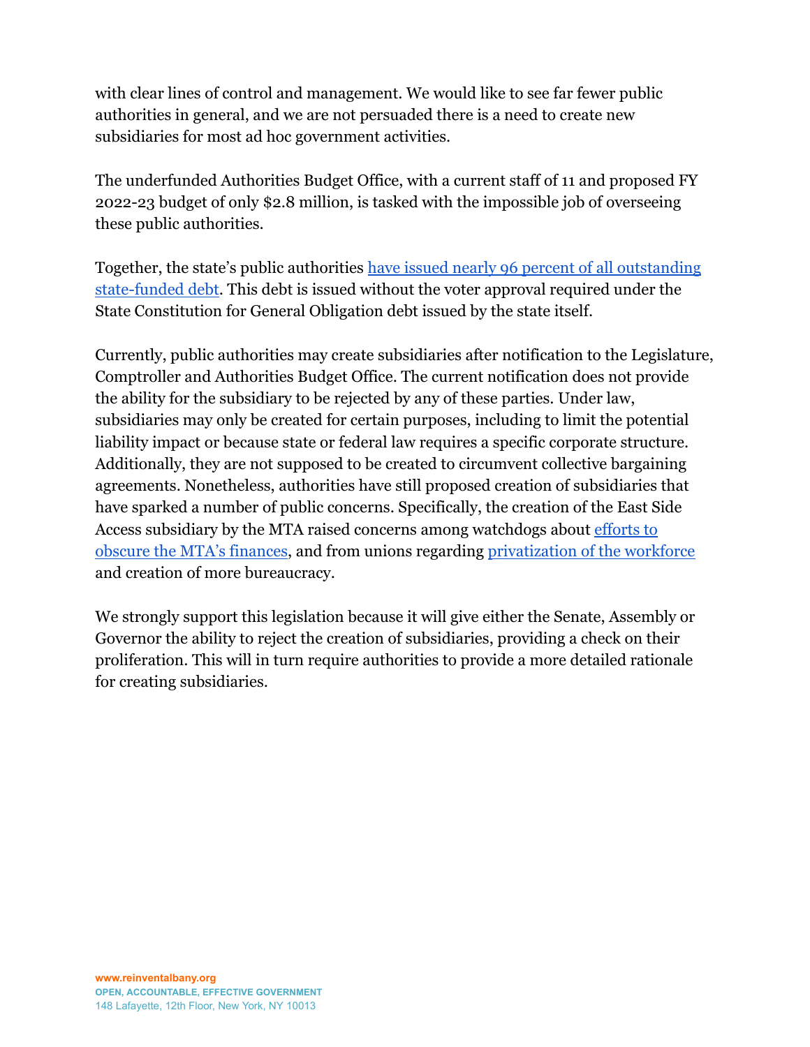with clear lines of control and management. We would like to see far fewer public authorities in general, and we are not persuaded there is a need to create new subsidiaries for most ad hoc government activities.

The underfunded Authorities Budget Office, with a current staff of 11 and proposed FY 2022-23 budget of only $2.8 million, is tasked with the impossible job of overseeing these public authorities.

Together, the state's public authorities have issued nearly 96 percent of all outstanding state-funded debt. This debt is issued without the voter approval required under the State Constitution for General Obligation debt issued by the state itself.

Currently, public authorities may create subsidiaries after notification to the Legislature, Comptroller and Authorities Budget Office. The current notification does not provide the ability for the subsidiary to be rejected by any of these parties. Under law, subsidiaries may only be created for certain purposes, including to limit the potential liability impact or because state or federal law requires a specific corporate structure. Additionally, they are not supposed to be created to circumvent collective bargaining agreements. Nonetheless, authorities have still proposed creation of subsidiaries that have sparked a number of public concerns. Specifically, the creation of the East Side Access subsidiary by the MTA raised concerns among watchdogs about efforts to obscure the MTA's finances, and from unions regarding privatization of the workforce and creation of more bureaucracy.

We strongly support this legislation because it will give either the Senate, Assembly or Governor the ability to reject the creation of subsidiaries, providing a check on their proliferation. This will in turn require authorities to provide a more detailed rationale for creating subsidiaries.

www.reinventalbany.org
**OPEN, ACCOUNTABLE, EFFECTIVE GOVERNMENT**
148 Lafayette, 12th Floor, New York, NY 10013